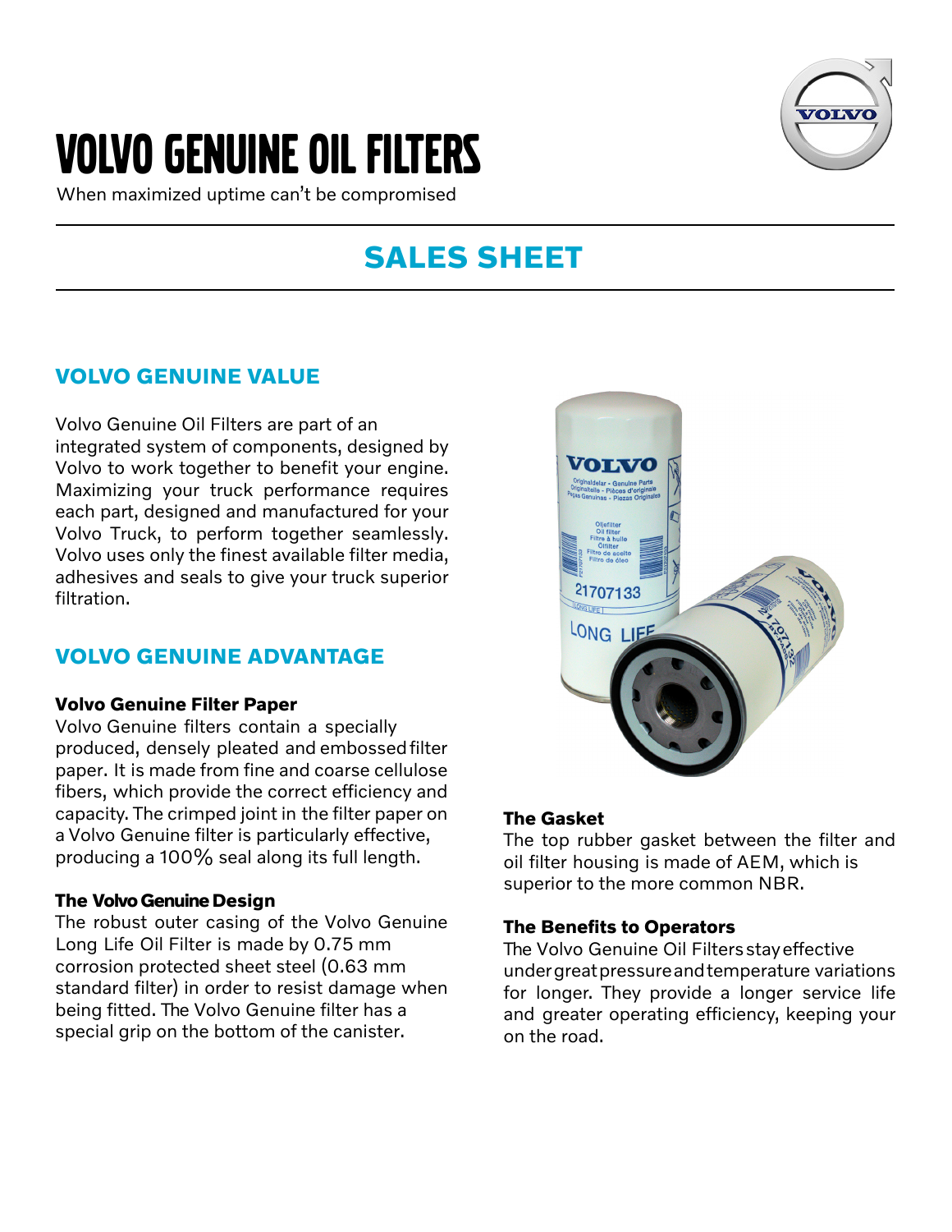# VOLVO GENUINE OIL FILTERS

When maximized uptime can't be compromised

## SALES SHEET

### VOLVO GENUINE VALUE

Volvo Genuine Oil Filters are part of an integrated system of components, designed by Volvo to work together to benefit your engine. Maximizing your truck performance requires each part, designed and manufactured for your Volvo Truck, to perform together seamlessly. Volvo uses only the finest available filter media, adhesives and seals to give your truck superior filtration.

### VOLVO GENUINE ADVANTAGE

**Volvo Genuine Filter Paper**

Volvo Genuine filters contain a specially produced, densely pleated and embossed filter paper. It is made from fine and coarse cellulose fibers, which provide the correct efficiency and capacity. The crimped joint in the filter paper on a Volvo Genuine filter is particularly effective, producing a 100% seal along its full length.

**The Volvo Genuine Design**

The robust outer casing of the Volvo Genuine Long Life Oil Filter is made by 0.75 mm corrosion protected sheet steel (0.63 mm standard filter) in order to resist damage when being fitted. The Volvo Genuine filter has a special grip on the bottom of the canister.

**The Gasket**

The top rubber gasket between the filter and oil filter housing is made of AEM, which is superior to the more common NBR.

**The Benefits to Operators**

The Volvo Genuine Oil Filters stay effective under great pressure and temperature variations for longer. They provide a longer service life and greater operating efficiency, keeping your on the road.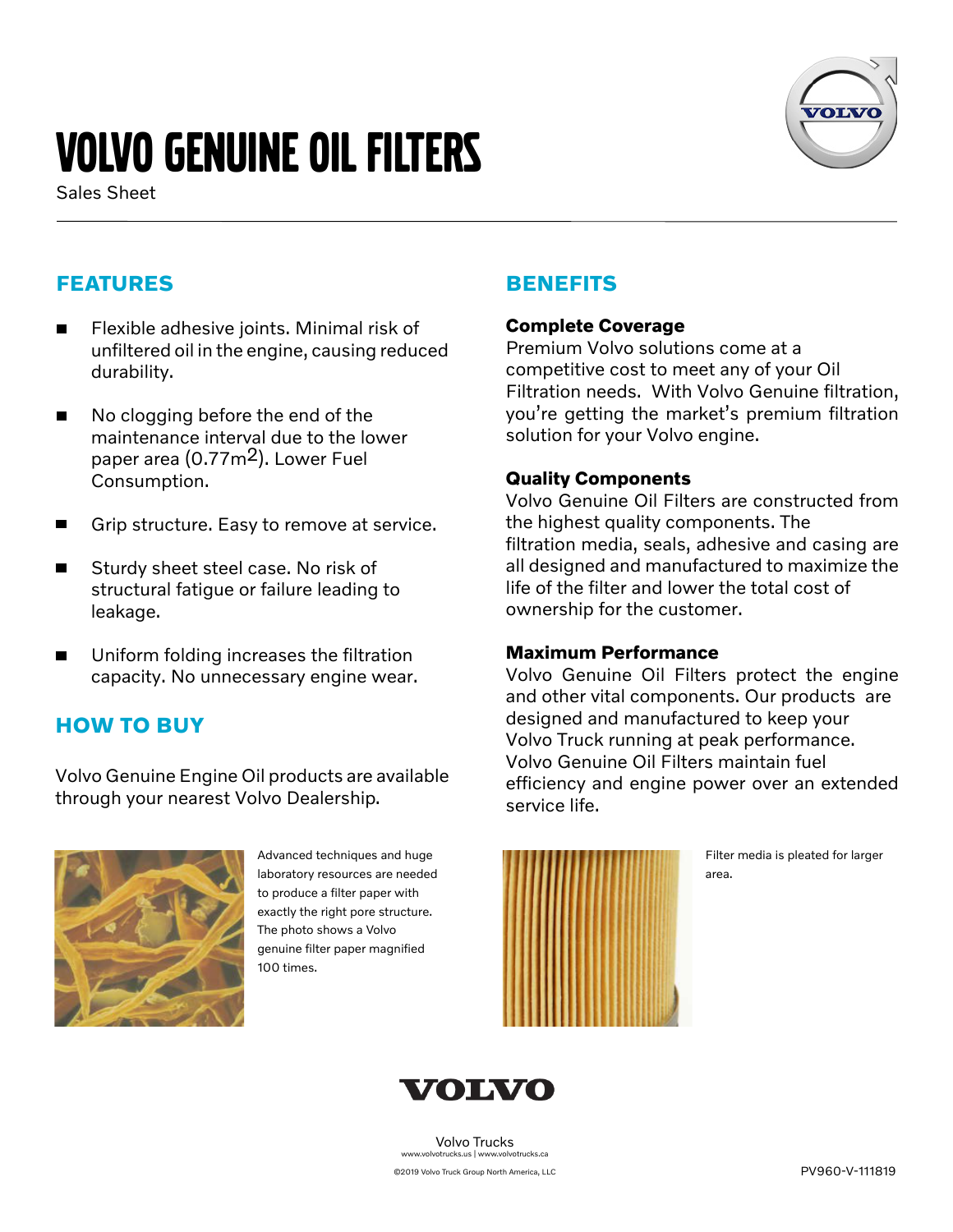# VOLVO GENUINE OIL FILTERS

Sales Sheet

## FEATURES

- Flexible adhesive joints. Minimal risk of unfiltered oil in the engine, causing reduced durability.
- No clogging before the end of the maintenance interval due to the lower paper area ($0.77m^2$). Lower Fuel Consumption.
- Grip structure. Easy to remove at service.
- Sturdy sheet steel case. No risk of structural fatigue or failure leading to leakage.
- Uniform folding increases the filtration capacity. No unnecessary engine wear.

## HOW TO BUY

Volvo Genuine Engine Oil products are available through your nearest Volvo Dealership.

Advanced techniques and huge laboratory resources are needed to produce a filter paper with exactly the right pore structure. The photo shows a Volvo genuine filter paper magnified 100 times.

## BENEFITS

**Complete Coverage**

Premium Volvo solutions come at a competitive cost to meet any of your Oil Filtration needs. With Volvo Genuine filtration, you're getting the market's premium filtration solution for your Volvo engine.

**Quality Components**

Volvo Genuine Oil Filters are constructed from the highest quality components. The filtration media, seals, adhesive and casing are all designed and manufactured to maximize the life of the filter and lower the total cost of ownership for the customer.

**Maximum Performance**

Volvo Genuine Oil Filters protect the engine and other vital components. Our products are designed and manufactured to keep your Volvo Truck running at peak performance. Volvo Genuine Oil Filters maintain fuel efficiency and engine power over an extended service life.

Filter media is pleated for larger area.

VOLVO

Volvo Trucks
www.volvotrucks.us | www.volvotrucks.ca

©2019 Volvo Truck Group North America, LLC

PV960-V-111819